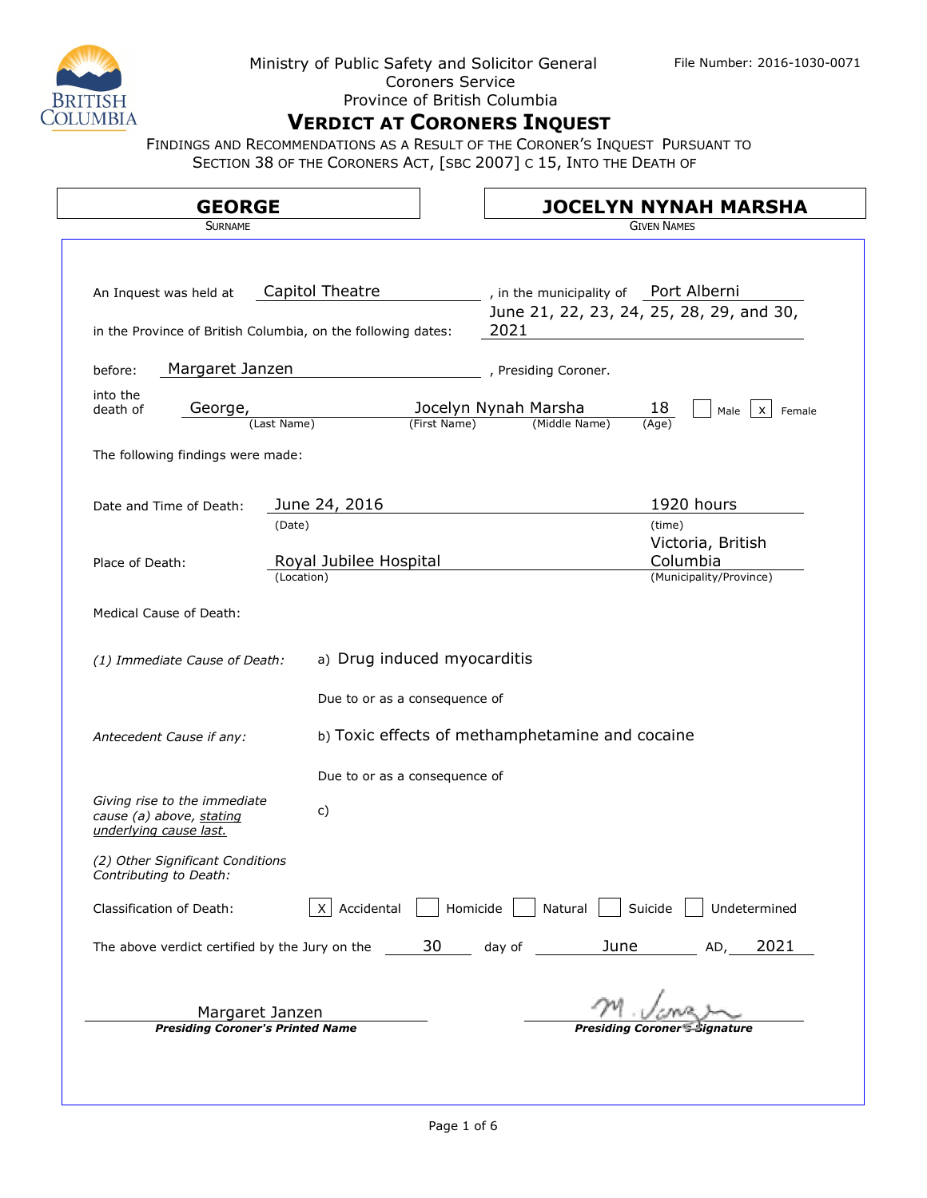Ministry of Public Safety and Solicitor General
Coroners Service
Province of British Columbia

File Number: 2016-1030-0071

# VERDICT AT CORONERS INQUEST

FINDINGS AND RECOMMENDATIONS AS A RESULT OF THE CORONER'S INQUEST PURSUANT TO SECTION 38 OF THE CORONERS ACT, [SBC 2007] C 15, INTO THE DEATH OF

| **GEORGE** | **JOCELYN NYNAH MARSHA** |
|---|---|
| SURNAME | GIVEN NAMES |

An Inquest was held at Capitol Theatre, in the municipality of Port Alberni

in the Province of British Columbia, on the following dates: June 21, 22, 23, 24, 25, 28, 29, and 30, 2021

before: Margaret Janzen, Presiding Coroner.

into the death of George, (Last Name) Jocelyn (First Name) Nynah Marsha (Middle Name) 18 (Age) ☐ Male ☒ Female

The following findings were made:

Date and Time of Death: June 24, 2016 (Date) 1920 hours (time)

Place of Death: Royal Jubilee Hospital (Location) Victoria, British Columbia (Municipality/Province)

Medical Cause of Death:

*(1) Immediate Cause of Death:* a) Drug induced myocarditis

Due to or as a consequence of

*Antecedent Cause if any:* b) Toxic effects of methamphetamine and cocaine

Due to or as a consequence of

*Giving rise to the immediate cause (a) above, stating underlying cause last.* c)

*(2) Other Significant Conditions Contributing to Death:*

Classification of Death: ☒ Accidental ☐ Homicide ☐ Natural ☐ Suicide ☐ Undetermined

The above verdict certified by the Jury on the 30 day of June AD, 2021

Margaret Janzen
***Presiding Coroner's Printed Name***

M. Janzen
***Presiding Coroner's Signature***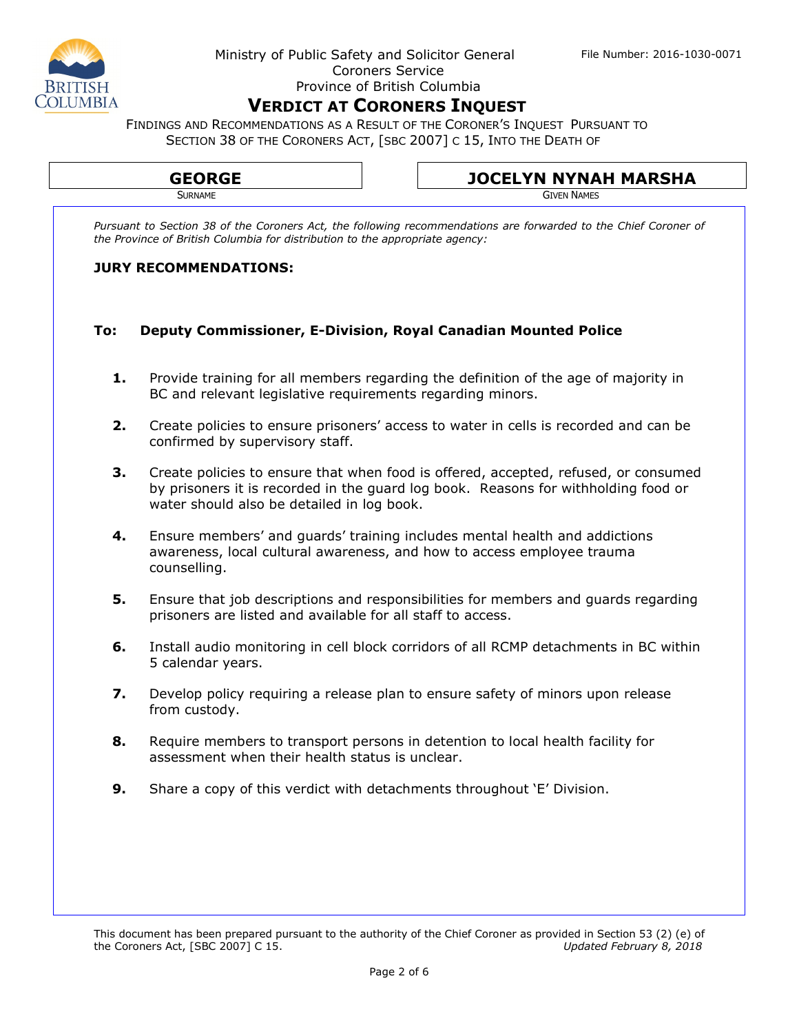Ministry of Public Safety and Solicitor General
Coroners Service
Province of British Columbia

File Number: 2016-1030-0071

# VERDICT AT CORONERS INQUEST

FINDINGS AND RECOMMENDATIONS AS A RESULT OF THE CORONER'S INQUEST PURSUANT TO SECTION 38 OF THE CORONERS ACT, [SBC 2007] C 15, INTO THE DEATH OF

| GEORGE | JOCELYN NYNAH MARSHA |
|---|---|
| SURNAME | GIVEN NAMES |

*Pursuant to Section 38 of the Coroners Act, the following recommendations are forwarded to the Chief Coroner of the Province of British Columbia for distribution to the appropriate agency:*

**JURY RECOMMENDATIONS:**

**To: Deputy Commissioner, E-Division, Royal Canadian Mounted Police**

1. Provide training for all members regarding the definition of the age of majority in BC and relevant legislative requirements regarding minors.
2. Create policies to ensure prisoners' access to water in cells is recorded and can be confirmed by supervisory staff.
3. Create policies to ensure that when food is offered, accepted, refused, or consumed by prisoners it is recorded in the guard log book. Reasons for withholding food or water should also be detailed in log book.
4. Ensure members' and guards' training includes mental health and addictions awareness, local cultural awareness, and how to access employee trauma counselling.
5. Ensure that job descriptions and responsibilities for members and guards regarding prisoners are listed and available for all staff to access.
6. Install audio monitoring in cell block corridors of all RCMP detachments in BC within 5 calendar years.
7. Develop policy requiring a release plan to ensure safety of minors upon release from custody.
8. Require members to transport persons in detention to local health facility for assessment when their health status is unclear.
9. Share a copy of this verdict with detachments throughout 'E' Division.

This document has been prepared pursuant to the authority of the Chief Coroner as provided in Section 53 (2) (e) of the Coroners Act, [SBC 2007] C 15. *Updated February 8, 2018*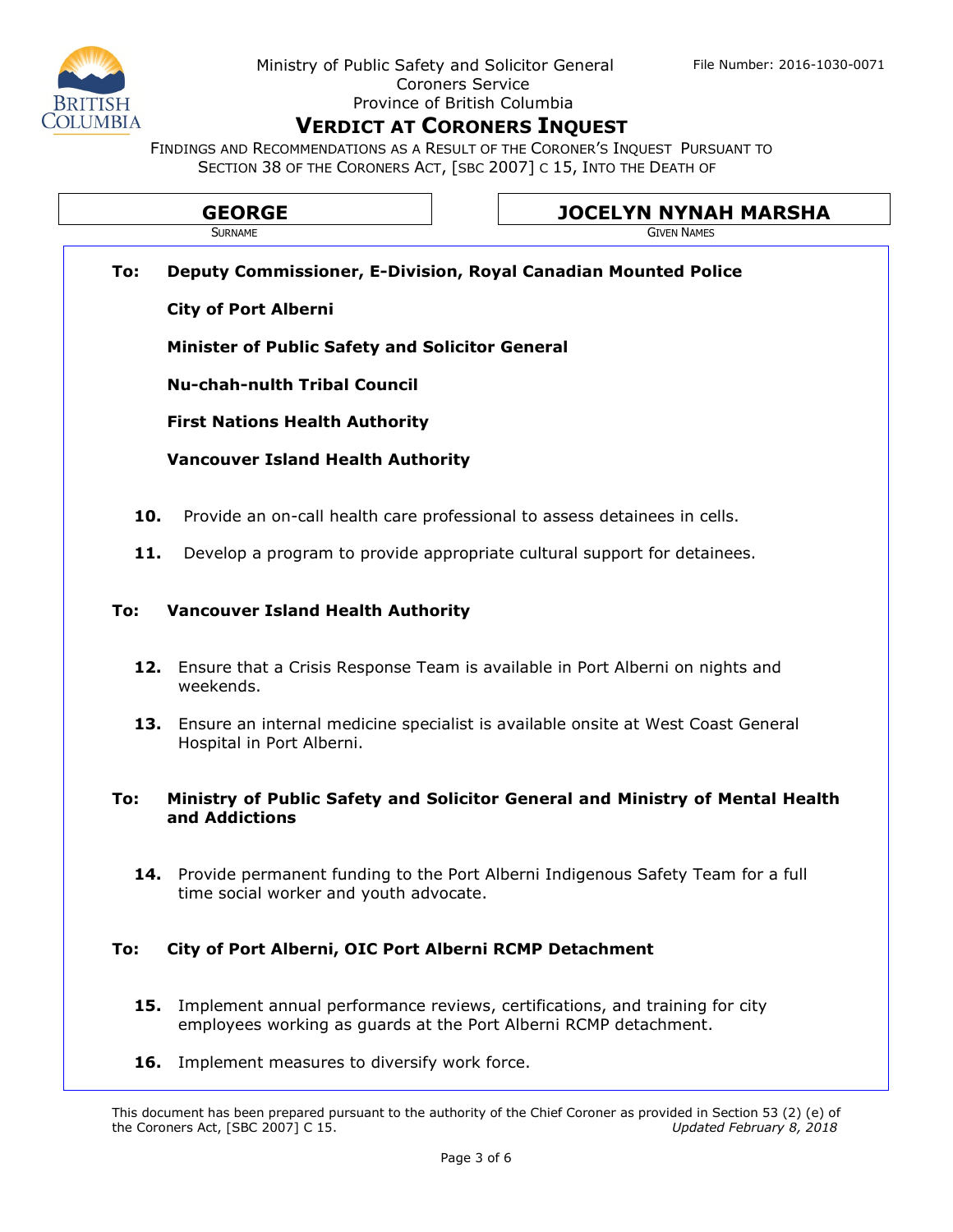**To: Deputy Commissioner, E-Division, Royal Canadian Mounted Police**

**City of Port Alberni**

**Minister of Public Safety and Solicitor General**

**Nu-chah-nulth Tribal Council**

**First Nations Health Authority**

**Vancouver Island Health Authority**

**10.** Provide an on-call health care professional to assess detainees in cells.

**11.** Develop a program to provide appropriate cultural support for detainees.

**To: Vancouver Island Health Authority**

**12.** Ensure that a Crisis Response Team is available in Port Alberni on nights and weekends.

**13.** Ensure an internal medicine specialist is available onsite at West Coast General Hospital in Port Alberni.

**To: Ministry of Public Safety and Solicitor General and Ministry of Mental Health and Addictions**

**14.** Provide permanent funding to the Port Alberni Indigenous Safety Team for a full time social worker and youth advocate.

**To: City of Port Alberni, OIC Port Alberni RCMP Detachment**

**15.** Implement annual performance reviews, certifications, and training for city employees working as guards at the Port Alberni RCMP detachment.

**16.** Implement measures to diversify work force.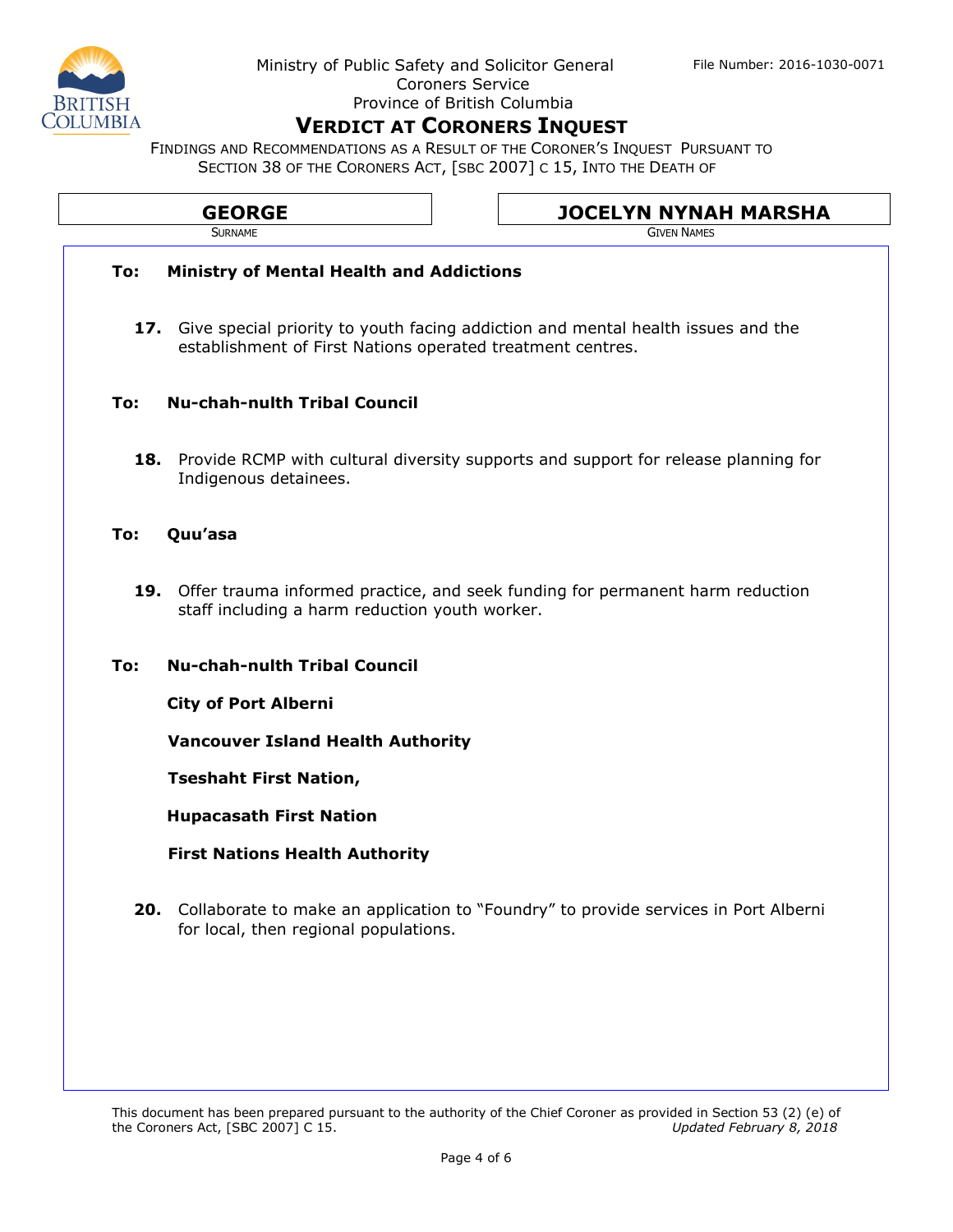Ministry of Public Safety and Solicitor General
Coroners Service
Province of British Columbia

File Number: 2016-1030-0071

# VERDICT AT CORONERS INQUEST

FINDINGS AND RECOMMENDATIONS AS A RESULT OF THE CORONER'S INQUEST PURSUANT TO SECTION 38 OF THE CORONERS ACT, [SBC 2007] C 15, INTO THE DEATH OF

| **GEORGE** | **JOCELYN NYNAH MARSHA** |
|---|---|
| SURNAME | GIVEN NAMES |

**To: Ministry of Mental Health and Addictions**

**17.** Give special priority to youth facing addiction and mental health issues and the establishment of First Nations operated treatment centres.

**To: Nu-chah-nulth Tribal Council**

**18.** Provide RCMP with cultural diversity supports and support for release planning for Indigenous detainees.

**To: Quu'asa**

**19.** Offer trauma informed practice, and seek funding for permanent harm reduction staff including a harm reduction youth worker.

**To: Nu-chah-nulth Tribal Council**

**City of Port Alberni**

**Vancouver Island Health Authority**

**Tseshaht First Nation,**

**Hupacasath First Nation**

**First Nations Health Authority**

**20.** Collaborate to make an application to "Foundry" to provide services in Port Alberni for local, then regional populations.

This document has been prepared pursuant to the authority of the Chief Coroner as provided in Section 53 (2) (e) of the Coroners Act, [SBC 2007] C 15. *Updated February 8, 2018*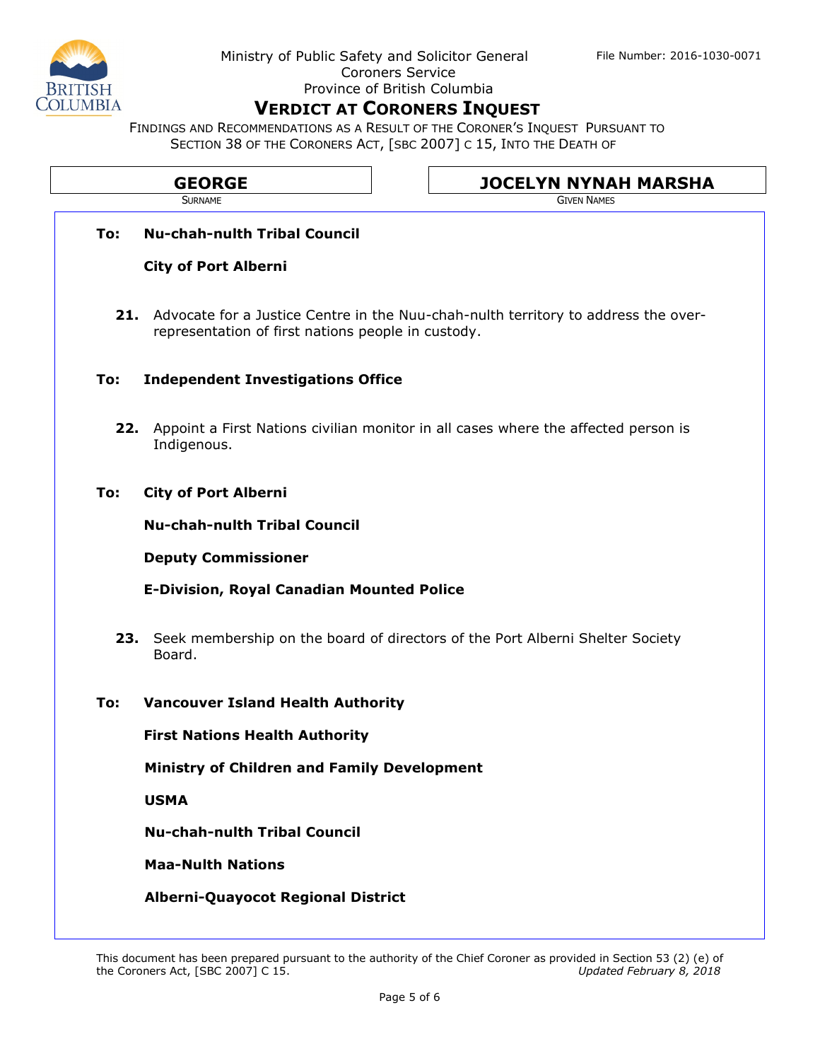Ministry of Public Safety and Solicitor General
Coroners Service
Province of British Columbia

File Number: 2016-1030-0071

# VERDICT AT CORONERS INQUEST

FINDINGS AND RECOMMENDATIONS AS A RESULT OF THE CORONER'S INQUEST PURSUANT TO SECTION 38 OF THE CORONERS ACT, [SBC 2007] C 15, INTO THE DEATH OF

| **GEORGE** | **JOCELYN NYNAH MARSHA** |
|---|---|
| SURNAME | GIVEN NAMES |

**To: Nu-chah-nulth Tribal Council**

**City of Port Alberni**

**21.** Advocate for a Justice Centre in the Nuu-chah-nulth territory to address the over-representation of first nations people in custody.

**To: Independent Investigations Office**

**22.** Appoint a First Nations civilian monitor in all cases where the affected person is Indigenous.

**To: City of Port Alberni**

**Nu-chah-nulth Tribal Council**

**Deputy Commissioner**

**E-Division, Royal Canadian Mounted Police**

**23.** Seek membership on the board of directors of the Port Alberni Shelter Society Board.

**To: Vancouver Island Health Authority**

**First Nations Health Authority**

**Ministry of Children and Family Development**

**USMA**

**Nu-chah-nulth Tribal Council**

**Maa-Nulth Nations**

**Alberni-Quayocot Regional District**

This document has been prepared pursuant to the authority of the Chief Coroner as provided in Section 53 (2) (e) of the Coroners Act, [SBC 2007] C 15. *Updated February 8, 2018*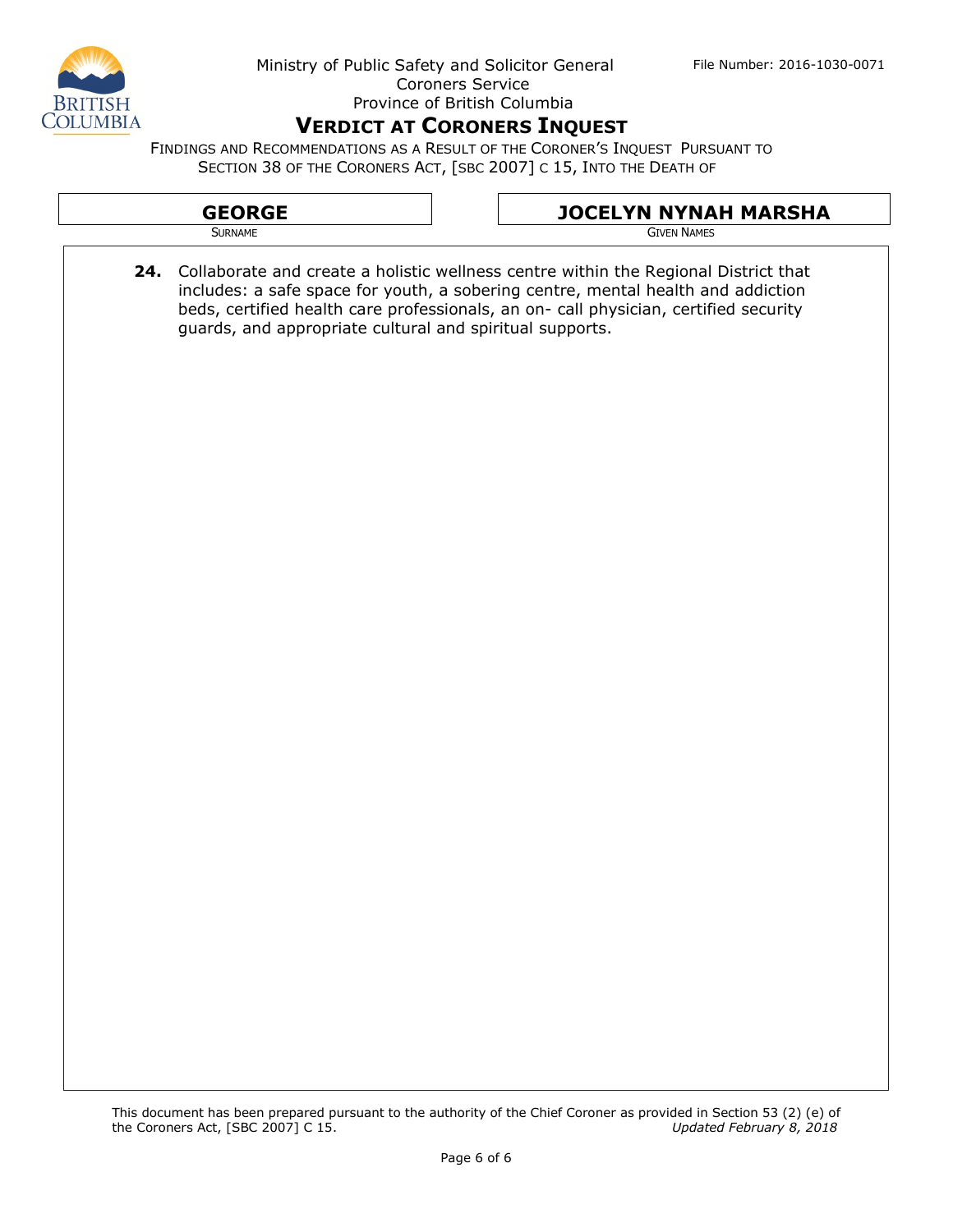Ministry of Public Safety and Solicitor General
Coroners Service
Province of British Columbia

File Number: 2016-1030-0071

# VERDICT AT CORONERS INQUEST

FINDINGS AND RECOMMENDATIONS AS A RESULT OF THE CORONER'S INQUEST PURSUANT TO SECTION 38 OF THE CORONERS ACT, [SBC 2007] C 15, INTO THE DEATH OF

| SURNAME | GIVEN NAMES |
|---|---|
| **GEORGE** | **JOCELYN NYNAH MARSHA** |

**24.** Collaborate and create a holistic wellness centre within the Regional District that includes: a safe space for youth, a sobering centre, mental health and addiction beds, certified health care professionals, an on- call physician, certified security guards, and appropriate cultural and spiritual supports.

This document has been prepared pursuant to the authority of the Chief Coroner as provided in Section 53 (2) (e) of the Coroners Act, [SBC 2007] C 15. *Updated February 8, 2018*